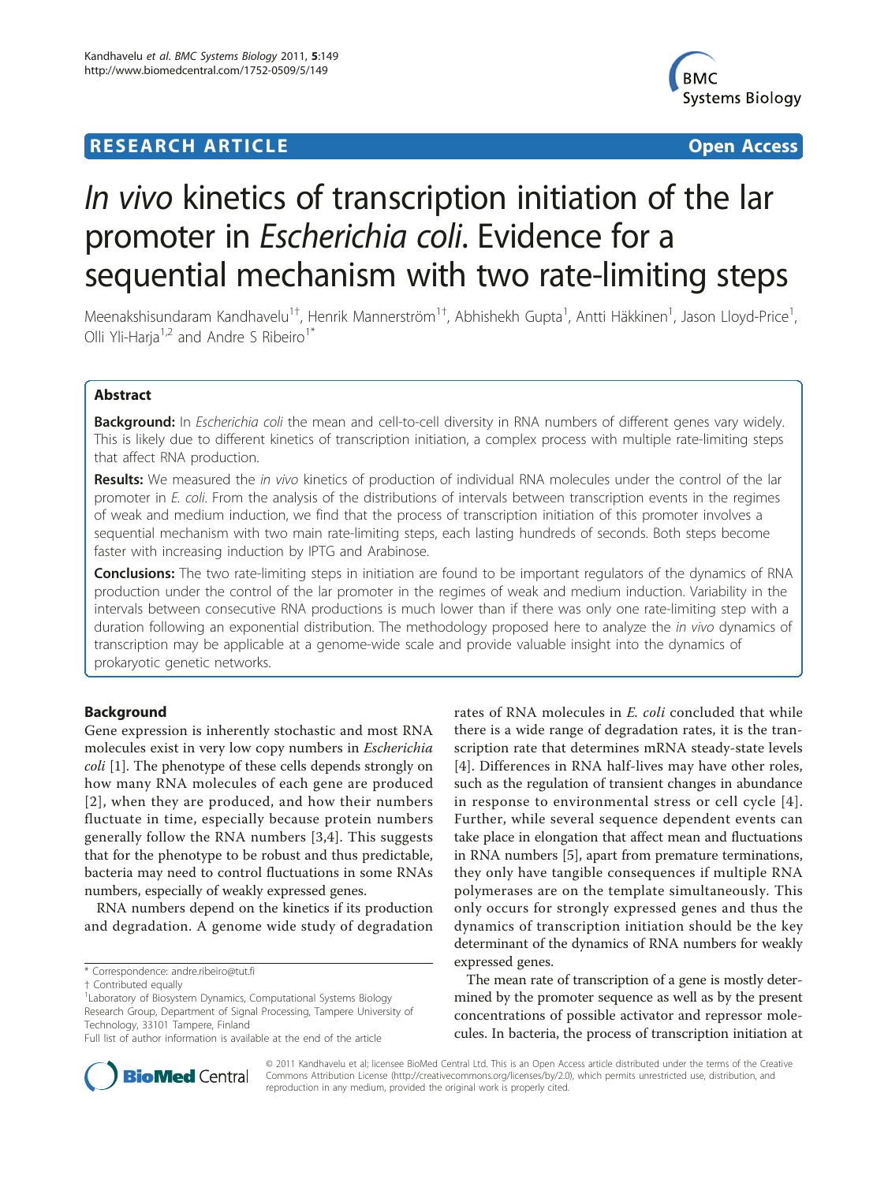RESEARCH ARTICLE Open Access

# *In vivo* kinetics of transcription initiation of the lar promoter in *Escherichia coli*. Evidence for a sequential mechanism with two rate-limiting steps

Meenakshisundaram Kandhavelu[1†], Henrik Mannerström[1†], Abhishekh Gupta[1], Antti Häkkinen[1], Jason Lloyd-Price[1], Olli Yli-Harja[1,2] and Andre S Ribeiro[1*]

## Abstract

**Background:** In *Escherichia coli* the mean and cell-to-cell diversity in RNA numbers of different genes vary widely. This is likely due to different kinetics of transcription initiation, a complex process with multiple rate-limiting steps that affect RNA production.

**Results:** We measured the *in vivo* kinetics of production of individual RNA molecules under the control of the lar promoter in *E. coli*. From the analysis of the distributions of intervals between transcription events in the regimes of weak and medium induction, we find that the process of transcription initiation of this promoter involves a sequential mechanism with two main rate-limiting steps, each lasting hundreds of seconds. Both steps become faster with increasing induction by IPTG and Arabinose.

**Conclusions:** The two rate-limiting steps in initiation are found to be important regulators of the dynamics of RNA production under the control of the lar promoter in the regimes of weak and medium induction. Variability in the intervals between consecutive RNA productions is much lower than if there was only one rate-limiting step with a duration following an exponential distribution. The methodology proposed here to analyze the *in vivo* dynamics of transcription may be applicable at a genome-wide scale and provide valuable insight into the dynamics of prokaryotic genetic networks.

## Background

Gene expression is inherently stochastic and most RNA molecules exist in very low copy numbers in *Escherichia coli* [1]. The phenotype of these cells depends strongly on how many RNA molecules of each gene are produced [2], when they are produced, and how their numbers fluctuate in time, especially because protein numbers generally follow the RNA numbers [3,4]. This suggests that for the phenotype to be robust and thus predictable, bacteria may need to control fluctuations in some RNAs numbers, especially of weakly expressed genes.

RNA numbers depend on the kinetics if its production and degradation. A genome wide study of degradation rates of RNA molecules in *E. coli* concluded that while there is a wide range of degradation rates, it is the transcription rate that determines mRNA steady-state levels [4]. Differences in RNA half-lives may have other roles, such as the regulation of transient changes in abundance in response to environmental stress or cell cycle [4]. Further, while several sequence dependent events can take place in elongation that affect mean and fluctuations in RNA numbers [5], apart from premature terminations, they only have tangible consequences if multiple RNA polymerases are on the template simultaneously. This only occurs for strongly expressed genes and thus the dynamics of transcription initiation should be the key determinant of the dynamics of RNA numbers for weakly expressed genes.

The mean rate of transcription of a gene is mostly determined by the promoter sequence as well as by the present concentrations of possible activator and repressor molecules. In bacteria, the process of transcription initiation at

\* Correspondence: andre.ribeiro@tut.fi

† Contributed equally

[1]Laboratory of Biosystem Dynamics, Computational Systems Biology Research Group, Department of Signal Processing, Tampere University of Technology, 33101 Tampere, Finland

Full list of author information is available at the end of the article

© 2011 Kandhavelu et al; licensee BioMed Central Ltd. This is an Open Access article distributed under the terms of the Creative Commons Attribution License (http://creativecommons.org/licenses/by/2.0), which permits unrestricted use, distribution, and reproduction in any medium, provided the original work is properly cited.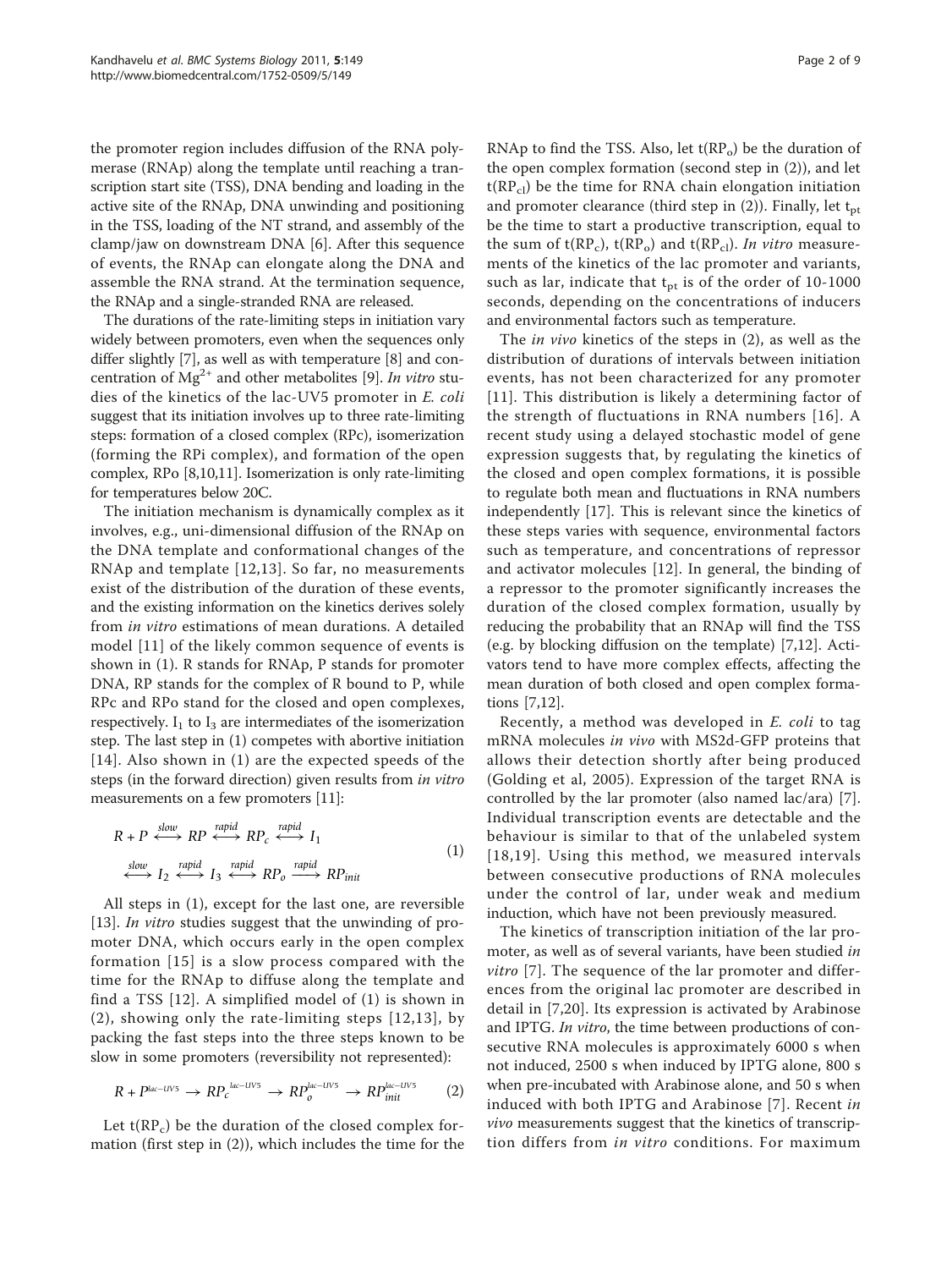the promoter region includes diffusion of the RNA polymerase (RNAp) along the template until reaching a transcription start site (TSS), DNA bending and loading in the active site of the RNAp, DNA unwinding and positioning in the TSS, loading of the NT strand, and assembly of the clamp/jaw on downstream DNA [6]. After this sequence of events, the RNAp can elongate along the DNA and assemble the RNA strand. At the termination sequence, the RNAp and a single-stranded RNA are released.

The durations of the rate-limiting steps in initiation vary widely between promoters, even when the sequences only differ slightly [7], as well as with temperature [8] and concentration of $Mg^{2+}$ and other metabolites [9]. *In vitro* studies of the kinetics of the lac-UV5 promoter in *E. coli* suggest that its initiation involves up to three rate-limiting steps: formation of a closed complex (RPc), isomerization (forming the RPi complex), and formation of the open complex, RPo [8,10,11]. Isomerization is only rate-limiting for temperatures below 20C.

The initiation mechanism is dynamically complex as it involves, e.g., uni-dimensional diffusion of the RNAp on the DNA template and conformational changes of the RNAp and template [12,13]. So far, no measurements exist of the distribution of the duration of these events, and the existing information on the kinetics derives solely from *in vitro* estimations of mean durations. A detailed model [11] of the likely common sequence of events is shown in (1). R stands for RNAp, P stands for promoter DNA, RP stands for the complex of R bound to P, while RPc and RPo stand for the closed and open complexes, respectively. $I_1$ to $I_3$ are intermediates of the isomerization step. The last step in (1) competes with abortive initiation [14]. Also shown in (1) are the expected speeds of the steps (in the forward direction) given results from *in vitro* measurements on a few promoters [11]:

$$
\begin{aligned}
&R + P \overset{slow}{\longleftrightarrow} RP \overset{rapid}{\longleftrightarrow} RP_c \overset{rapid}{\longleftrightarrow} I_1 \\
&\overset{slow}{\longleftrightarrow} I_2 \overset{rapid}{\longleftrightarrow} I_3 \overset{rapid}{\longleftrightarrow} RP_o \overset{rapid}{\longrightarrow} RP_{init}
\end{aligned}
\tag{1}
$$

All steps in (1), except for the last one, are reversible [13]. *In vitro* studies suggest that the unwinding of promoter DNA, which occurs early in the open complex formation [15] is a slow process compared with the time for the RNAp to diffuse along the template and find a TSS [12]. A simplified model of (1) is shown in (2), showing only the rate-limiting steps [12,13], by packing the fast steps into the three steps known to be slow in some promoters (reversibility not represented):

$$
R + P^{lac-UV5} \rightarrow RP_c^{lac-UV5} \rightarrow RP_o^{lac-UV5} \rightarrow RP_{init}^{lac-UV5} \tag{2}
$$

Let $t(RP_c)$ be the duration of the closed complex formation (first step in (2)), which includes the time for the RNAp to find the TSS. Also, let $t(RP_o)$ be the duration of the open complex formation (second step in (2)), and let $t(RP_{cl})$ be the time for RNA chain elongation initiation and promoter clearance (third step in (2)). Finally, let $t_{pt}$ be the time to start a productive transcription, equal to the sum of $t(RP_c)$, $t(RP_o)$ and $t(RP_{cl})$. *In vitro* measurements of the kinetics of the lac promoter and variants, such as lar, indicate that $t_{pt}$ is of the order of 10-1000 seconds, depending on the concentrations of inducers and environmental factors such as temperature.

The *in vivo* kinetics of the steps in (2), as well as the distribution of durations of intervals between initiation events, has not been characterized for any promoter [11]. This distribution is likely a determining factor of the strength of fluctuations in RNA numbers [16]. A recent study using a delayed stochastic model of gene expression suggests that, by regulating the kinetics of the closed and open complex formations, it is possible to regulate both mean and fluctuations in RNA numbers independently [17]. This is relevant since the kinetics of these steps varies with sequence, environmental factors such as temperature, and concentrations of repressor and activator molecules [12]. In general, the binding of a repressor to the promoter significantly increases the duration of the closed complex formation, usually by reducing the probability that an RNAp will find the TSS (e.g. by blocking diffusion on the template) [7,12]. Activators tend to have more complex effects, affecting the mean duration of both closed and open complex formations [7,12].

Recently, a method was developed in *E. coli* to tag mRNA molecules *in vivo* with MS2d-GFP proteins that allows their detection shortly after being produced (Golding et al, 2005). Expression of the target RNA is controlled by the lar promoter (also named lac/ara) [7]. Individual transcription events are detectable and the behaviour is similar to that of the unlabeled system [18,19]. Using this method, we measured intervals between consecutive productions of RNA molecules under the control of lar, under weak and medium induction, which have not been previously measured.

The kinetics of transcription initiation of the lar promoter, as well as of several variants, have been studied *in vitro* [7]. The sequence of the lar promoter and differences from the original lac promoter are described in detail in [7,20]. Its expression is activated by Arabinose and IPTG. *In vitro*, the time between productions of consecutive RNA molecules is approximately 6000 s when not induced, 2500 s when induced by IPTG alone, 800 s when pre-incubated with Arabinose alone, and 50 s when induced with both IPTG and Arabinose [7]. Recent *in vivo* measurements suggest that the kinetics of transcription differs from *in vitro* conditions. For maximum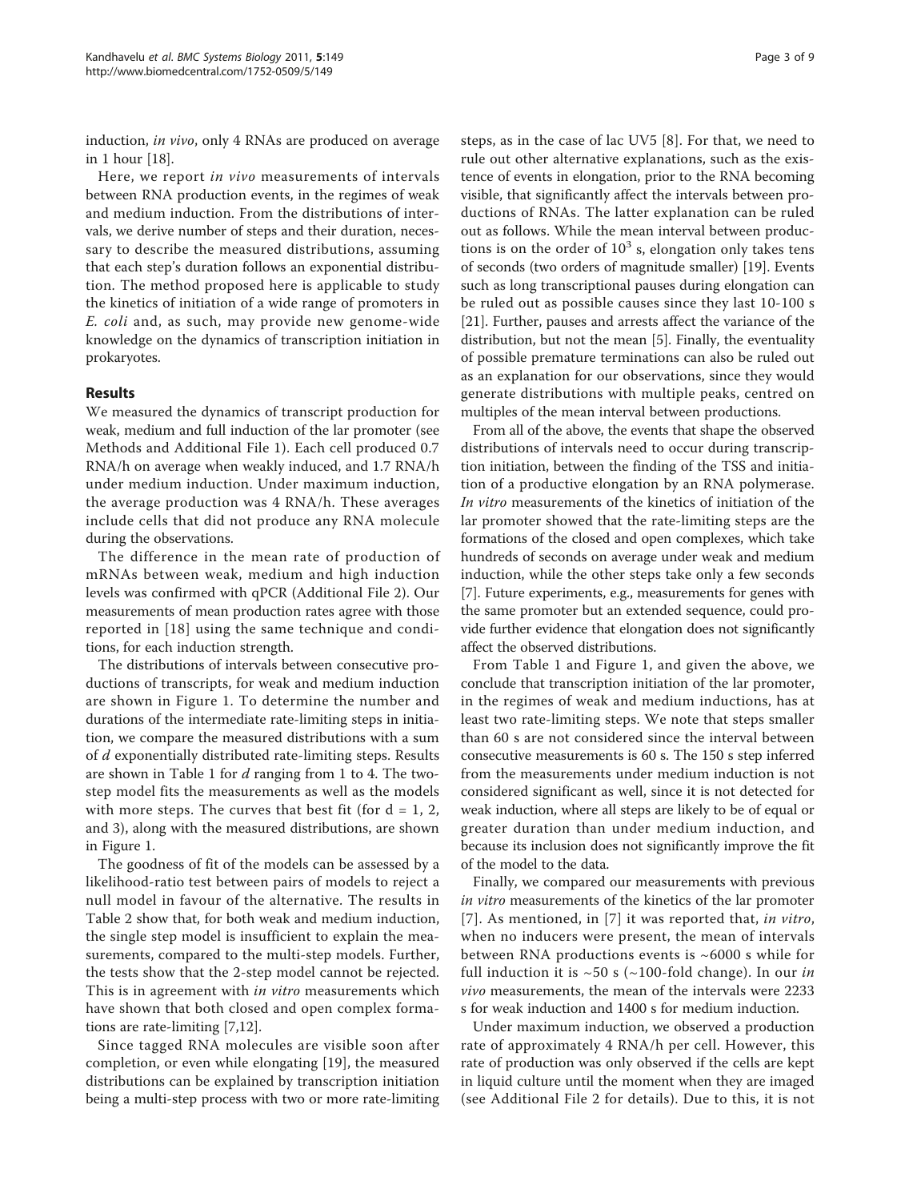induction, *in vivo*, only 4 RNAs are produced on average in 1 hour [18].

Here, we report *in vivo* measurements of intervals between RNA production events, in the regimes of weak and medium induction. From the distributions of intervals, we derive number of steps and their duration, necessary to describe the measured distributions, assuming that each step's duration follows an exponential distribution. The method proposed here is applicable to study the kinetics of initiation of a wide range of promoters in *E. coli* and, as such, may provide new genome-wide knowledge on the dynamics of transcription initiation in prokaryotes.

## Results

We measured the dynamics of transcript production for weak, medium and full induction of the lar promoter (see Methods and Additional File 1). Each cell produced 0.7 RNA/h on average when weakly induced, and 1.7 RNA/h under medium induction. Under maximum induction, the average production was 4 RNA/h. These averages include cells that did not produce any RNA molecule during the observations.

The difference in the mean rate of production of mRNAs between weak, medium and high induction levels was confirmed with qPCR (Additional File 2). Our measurements of mean production rates agree with those reported in [18] using the same technique and conditions, for each induction strength.

The distributions of intervals between consecutive productions of transcripts, for weak and medium induction are shown in Figure 1. To determine the number and durations of the intermediate rate-limiting steps in initiation, we compare the measured distributions with a sum of $d$ exponentially distributed rate-limiting steps. Results are shown in Table 1 for $d$ ranging from 1 to 4. The two-step model fits the measurements as well as the models with more steps. The curves that best fit (for $d = 1$, 2, and 3), along with the measured distributions, are shown in Figure 1.

The goodness of fit of the models can be assessed by a likelihood-ratio test between pairs of models to reject a null model in favour of the alternative. The results in Table 2 show that, for both weak and medium induction, the single step model is insufficient to explain the measurements, compared to the multi-step models. Further, the tests show that the 2-step model cannot be rejected. This is in agreement with *in vitro* measurements which have shown that both closed and open complex formations are rate-limiting [7,12].

Since tagged RNA molecules are visible soon after completion, or even while elongating [19], the measured distributions can be explained by transcription initiation being a multi-step process with two or more rate-limiting steps, as in the case of lac UV5 [8]. For that, we need to rule out other alternative explanations, such as the existence of events in elongation, prior to the RNA becoming visible, that significantly affect the intervals between productions of RNAs. The latter explanation can be ruled out as follows. While the mean interval between productions is on the order of $10^3$ s, elongation only takes tens of seconds (two orders of magnitude smaller) [19]. Events such as long transcriptional pauses during elongation can be ruled out as possible causes since they last 10-100 s [21]. Further, pauses and arrests affect the variance of the distribution, but not the mean [5]. Finally, the eventuality of possible premature terminations can also be ruled out as an explanation for our observations, since they would generate distributions with multiple peaks, centred on multiples of the mean interval between productions.

From all of the above, the events that shape the observed distributions of intervals need to occur during transcription initiation, between the finding of the TSS and initiation of a productive elongation by an RNA polymerase. *In vitro* measurements of the kinetics of initiation of the lar promoter showed that the rate-limiting steps are the formations of the closed and open complexes, which take hundreds of seconds on average under weak and medium induction, while the other steps take only a few seconds [7]. Future experiments, e.g., measurements for genes with the same promoter but an extended sequence, could provide further evidence that elongation does not significantly affect the observed distributions.

From Table 1 and Figure 1, and given the above, we conclude that transcription initiation of the lar promoter, in the regimes of weak and medium inductions, has at least two rate-limiting steps. We note that steps smaller than 60 s are not considered since the interval between consecutive measurements is 60 s. The 150 s step inferred from the measurements under medium induction is not considered significant as well, since it is not detected for weak induction, where all steps are likely to be of equal or greater duration than under medium induction, and because its inclusion does not significantly improve the fit of the model to the data.

Finally, we compared our measurements with previous *in vitro* measurements of the kinetics of the lar promoter [7]. As mentioned, in [7] it was reported that, *in vitro*, when no inducers were present, the mean of intervals between RNA productions events is ~6000 s while for full induction it is ~50 s (~100-fold change). In our *in vivo* measurements, the mean of the intervals were 2233 s for weak induction and 1400 s for medium induction.

Under maximum induction, we observed a production rate of approximately 4 RNA/h per cell. However, this rate of production was only observed if the cells are kept in liquid culture until the moment when they are imaged (see Additional File 2 for details). Due to this, it is not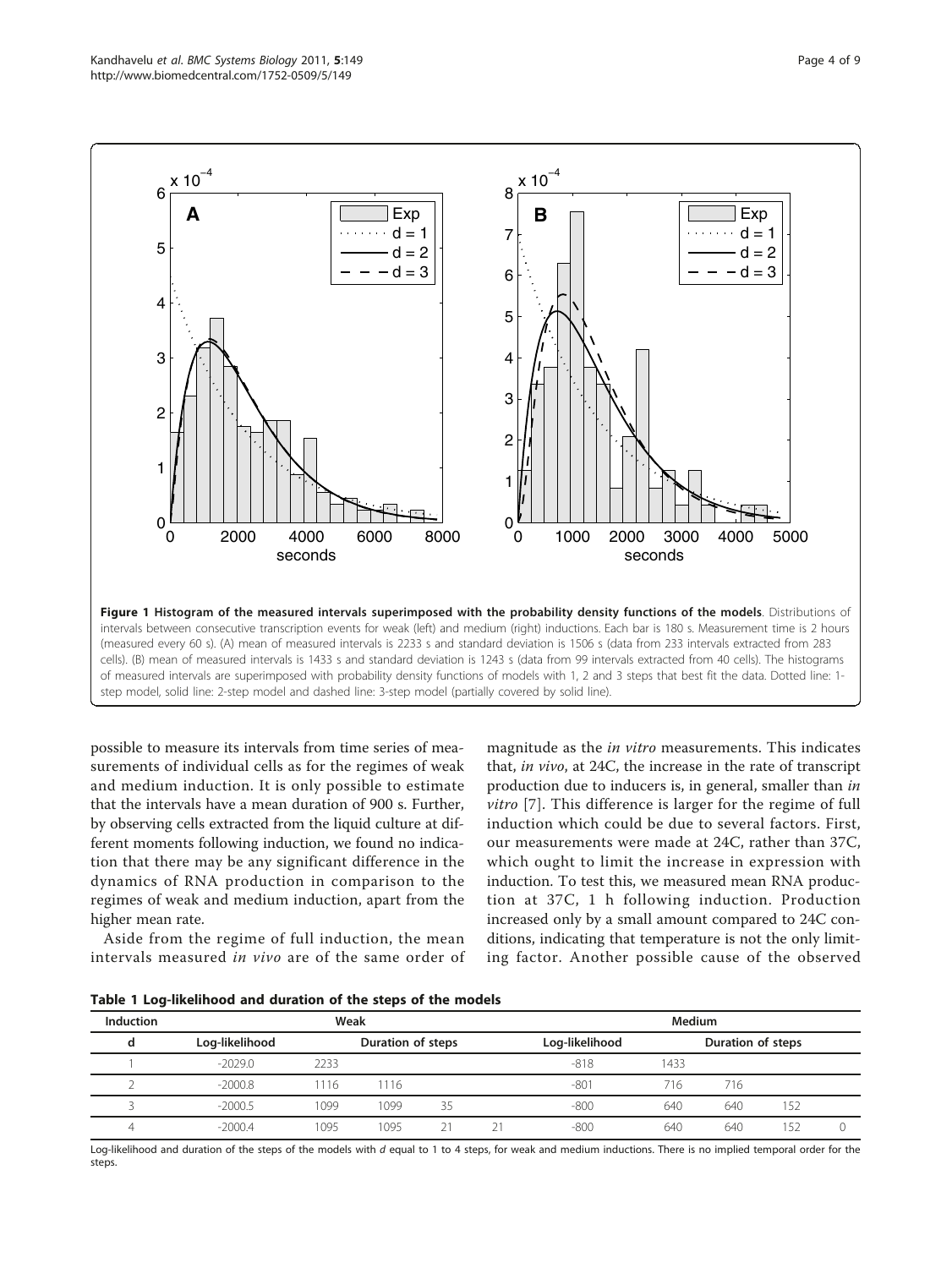**Figure 1 Histogram of the measured intervals superimposed with the probability density functions of the models**. Distributions of intervals between consecutive transcription events for weak (left) and medium (right) inductions. Each bar is 180 s. Measurement time is 2 hours (measured every 60 s). (A) mean of measured intervals is 2233 s and standard deviation is 1506 s (data from 233 intervals extracted from 283 cells). (B) mean of measured intervals is 1433 s and standard deviation is 1243 s (data from 99 intervals extracted from 40 cells). The histograms of measured intervals are superimposed with probability density functions of models with 1, 2 and 3 steps that best fit the data. Dotted line: 1-step model, solid line: 2-step model and dashed line: 3-step model (partially covered by solid line).

possible to measure its intervals from time series of measurements of individual cells as for the regimes of weak and medium induction. It is only possible to estimate that the intervals have a mean duration of 900 s. Further, by observing cells extracted from the liquid culture at different moments following induction, we found no indication that there may be any significant difference in the dynamics of RNA production in comparison to the regimes of weak and medium induction, apart from the higher mean rate.

Aside from the regime of full induction, the mean intervals measured *in vivo* are of the same order of magnitude as the *in vitro* measurements. This indicates that, *in vivo*, at 24C, the increase in the rate of transcript production due to inducers is, in general, smaller than *in vitro* [7]. This difference is larger for the regime of full induction which could be due to several factors. First, our measurements were made at 24C, rather than 37C, which ought to limit the increase in expression with induction. To test this, we measured mean RNA production at 37C, 1 h following induction. Production increased only by a small amount compared to 24C conditions, indicating that temperature is not the only limiting factor. Another possible cause of the observed

**Table 1 Log-likelihood and duration of the steps of the models**

| Induction | Weak | | | | | Medium | | | | |
|---|---|---|---|---|---|---|---|---|---|---|
| d | Log-likelihood | Duration of steps | | | | Log-likelihood | Duration of steps | | | |
| 1 | -2029.0 | 2233 | | | | -818 | 1433 | | | |
| 2 | -2000.8 | 1116 | 1116 | | | -801 | 716 | 716 | | |
| 3 | -2000.5 | 1099 | 1099 | 35 | | -800 | 640 | 640 | 152 | |
| 4 | -2000.4 | 1095 | 1095 | 21 | 21 | -800 | 640 | 640 | 152 | 0 |

Log-likelihood and duration of the steps of the models with *d* equal to 1 to 4 steps, for weak and medium inductions. There is no implied temporal order for the steps.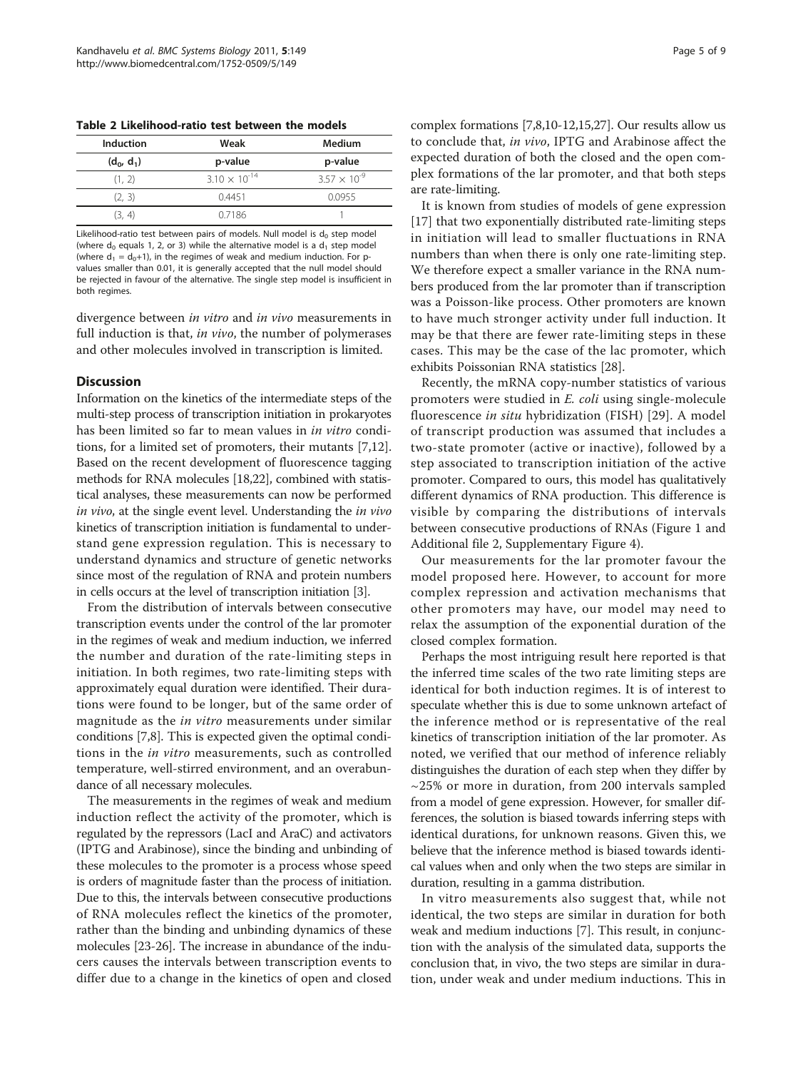**Table 2 Likelihood-ratio test between the models**

| Induction | Weak | Medium |
|---|---|---|
| $(d_0, d_1)$ | p-value | p-value |
| (1, 2) | $3.10 \times 10^{-14}$ | $3.57 \times 10^{-9}$ |
| (2, 3) | 0.4451 | 0.0955 |
| (3, 4) | 0.7186 | 1 |

Likelihood-ratio test between pairs of models. Null model is $d_0$ step model (where $d_0$ equals 1, 2, or 3) while the alternative model is a $d_1$ step model (where $d_1 = d_0+1$), in the regimes of weak and medium induction. For p-values smaller than 0.01, it is generally accepted that the null model should be rejected in favour of the alternative. The single step model is insufficient in both regimes.

divergence between *in vitro* and *in vivo* measurements in full induction is that, *in vivo*, the number of polymerases and other molecules involved in transcription is limited.

## Discussion

Information on the kinetics of the intermediate steps of the multi-step process of transcription initiation in prokaryotes has been limited so far to mean values in *in vitro* conditions, for a limited set of promoters, their mutants [7,12]. Based on the recent development of fluorescence tagging methods for RNA molecules [18,22], combined with statistical analyses, these measurements can now be performed *in vivo*, at the single event level. Understanding the *in vivo* kinetics of transcription initiation is fundamental to understand gene expression regulation. This is necessary to understand dynamics and structure of genetic networks since most of the regulation of RNA and protein numbers in cells occurs at the level of transcription initiation [3].

From the distribution of intervals between consecutive transcription events under the control of the lar promoter in the regimes of weak and medium induction, we inferred the number and duration of the rate-limiting steps in initiation. In both regimes, two rate-limiting steps with approximately equal duration were identified. Their durations were found to be longer, but of the same order of magnitude as the *in vitro* measurements under similar conditions [7,8]. This is expected given the optimal conditions in the *in vitro* measurements, such as controlled temperature, well-stirred environment, and an overabundance of all necessary molecules.

The measurements in the regimes of weak and medium induction reflect the activity of the promoter, which is regulated by the repressors (LacI and AraC) and activators (IPTG and Arabinose), since the binding and unbinding of these molecules to the promoter is a process whose speed is orders of magnitude faster than the process of initiation. Due to this, the intervals between consecutive productions of RNA molecules reflect the kinetics of the promoter, rather than the binding and unbinding dynamics of these molecules [23-26]. The increase in abundance of the inducers causes the intervals between transcription events to differ due to a change in the kinetics of open and closed complex formations [7,8,10-12,15,27]. Our results allow us to conclude that, *in vivo*, IPTG and Arabinose affect the expected duration of both the closed and the open complex formations of the lar promoter, and that both steps are rate-limiting.

It is known from studies of models of gene expression [17] that two exponentially distributed rate-limiting steps in initiation will lead to smaller fluctuations in RNA numbers than when there is only one rate-limiting step. We therefore expect a smaller variance in the RNA numbers produced from the lar promoter than if transcription was a Poisson-like process. Other promoters are known to have much stronger activity under full induction. It may be that there are fewer rate-limiting steps in these cases. This may be the case of the lac promoter, which exhibits Poissonian RNA statistics [28].

Recently, the mRNA copy-number statistics of various promoters were studied in *E. coli* using single-molecule fluorescence *in situ* hybridization (FISH) [29]. A model of transcript production was assumed that includes a two-state promoter (active or inactive), followed by a step associated to transcription initiation of the active promoter. Compared to ours, this model has qualitatively different dynamics of RNA production. This difference is visible by comparing the distributions of intervals between consecutive productions of RNAs (Figure 1 and Additional file 2, Supplementary Figure 4).

Our measurements for the lar promoter favour the model proposed here. However, to account for more complex repression and activation mechanisms that other promoters may have, our model may need to relax the assumption of the exponential duration of the closed complex formation.

Perhaps the most intriguing result here reported is that the inferred time scales of the two rate limiting steps are identical for both induction regimes. It is of interest to speculate whether this is due to some unknown artefact of the inference method or is representative of the real kinetics of transcription initiation of the lar promoter. As noted, we verified that our method of inference reliably distinguishes the duration of each step when they differ by ~25% or more in duration, from 200 intervals sampled from a model of gene expression. However, for smaller differences, the solution is biased towards inferring steps with identical durations, for unknown reasons. Given this, we believe that the inference method is biased towards identical values when and only when the two steps are similar in duration, resulting in a gamma distribution.

In vitro measurements also suggest that, while not identical, the two steps are similar in duration for both weak and medium inductions [7]. This result, in conjunction with the analysis of the simulated data, supports the conclusion that, in vivo, the two steps are similar in duration, under weak and under medium inductions. This in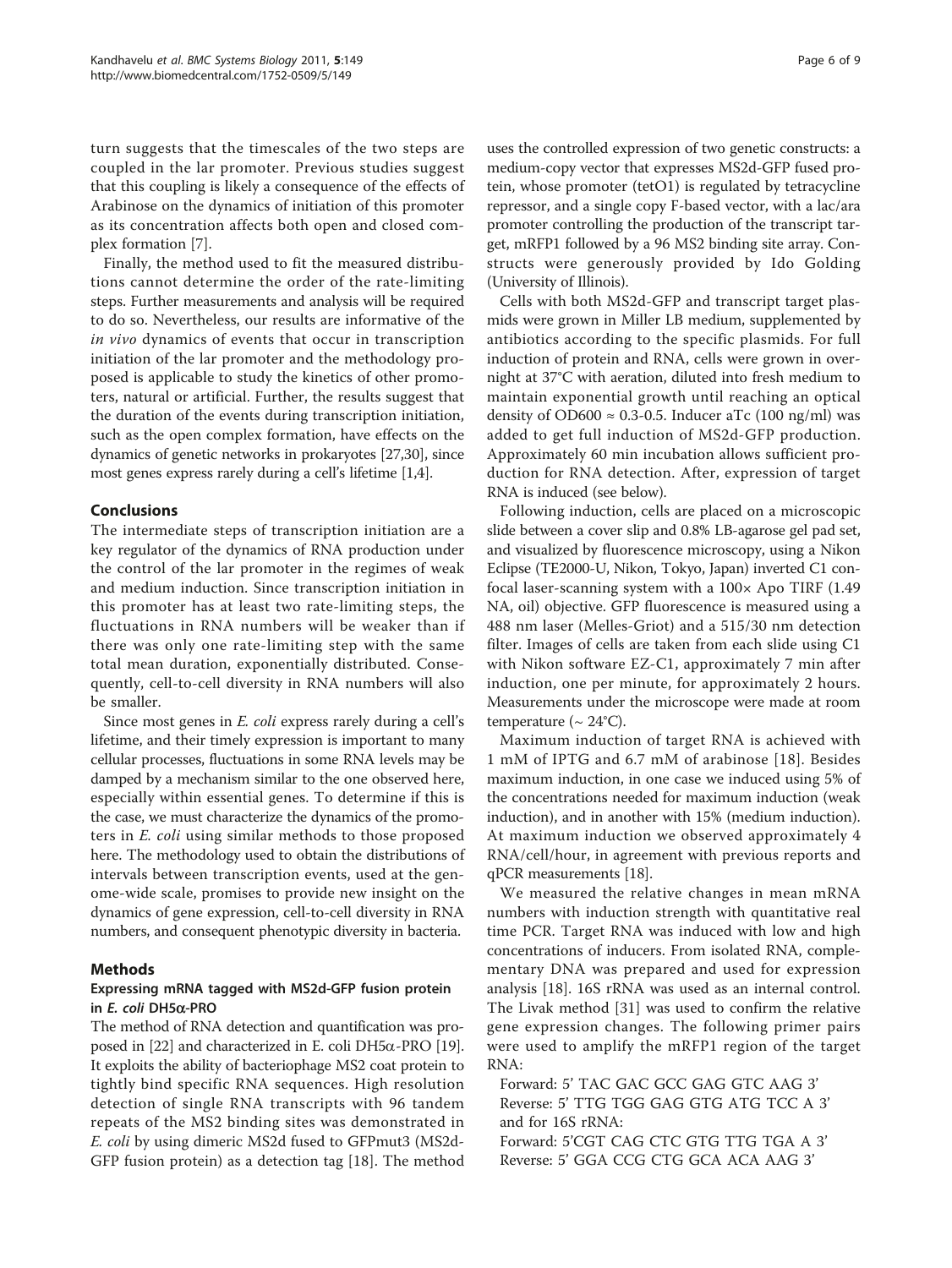turn suggests that the timescales of the two steps are coupled in the lar promoter. Previous studies suggest that this coupling is likely a consequence of the effects of Arabinose on the dynamics of initiation of this promoter as its concentration affects both open and closed complex formation [7].

Finally, the method used to fit the measured distributions cannot determine the order of the rate-limiting steps. Further measurements and analysis will be required to do so. Nevertheless, our results are informative of the *in vivo* dynamics of events that occur in transcription initiation of the lar promoter and the methodology proposed is applicable to study the kinetics of other promoters, natural or artificial. Further, the results suggest that the duration of the events during transcription initiation, such as the open complex formation, have effects on the dynamics of genetic networks in prokaryotes [27,30], since most genes express rarely during a cell's lifetime [1,4].

## Conclusions

The intermediate steps of transcription initiation are a key regulator of the dynamics of RNA production under the control of the lar promoter in the regimes of weak and medium induction. Since transcription initiation in this promoter has at least two rate-limiting steps, the fluctuations in RNA numbers will be weaker than if there was only one rate-limiting step with the same total mean duration, exponentially distributed. Consequently, cell-to-cell diversity in RNA numbers will also be smaller.

Since most genes in *E. coli* express rarely during a cell's lifetime, and their timely expression is important to many cellular processes, fluctuations in some RNA levels may be damped by a mechanism similar to the one observed here, especially within essential genes. To determine if this is the case, we must characterize the dynamics of the promoters in *E. coli* using similar methods to those proposed here. The methodology used to obtain the distributions of intervals between transcription events, used at the genome-wide scale, promises to provide new insight on the dynamics of gene expression, cell-to-cell diversity in RNA numbers, and consequent phenotypic diversity in bacteria.

## Methods

### Expressing mRNA tagged with MS2d-GFP fusion protein in *E. coli* DH5$\alpha$-PRO

The method of RNA detection and quantification was proposed in [22] and characterized in E. coli DH5$\alpha$-PRO [19]. It exploits the ability of bacteriophage MS2 coat protein to tightly bind specific RNA sequences. High resolution detection of single RNA transcripts with 96 tandem repeats of the MS2 binding sites was demonstrated in *E. coli* by using dimeric MS2d fused to GFPmut3 (MS2d-GFP fusion protein) as a detection tag [18]. The method uses the controlled expression of two genetic constructs: a medium-copy vector that expresses MS2d-GFP fused protein, whose promoter (tetO1) is regulated by tetracycline repressor, and a single copy F-based vector, with a lac/ara promoter controlling the production of the transcript target, mRFP1 followed by a 96 MS2 binding site array. Constructs were generously provided by Ido Golding (University of Illinois).

Cells with both MS2d-GFP and transcript target plasmids were grown in Miller LB medium, supplemented by antibiotics according to the specific plasmids. For full induction of protein and RNA, cells were grown in overnight at 37°C with aeration, diluted into fresh medium to maintain exponential growth until reaching an optical density of OD600 ≈ 0.3-0.5. Inducer aTc (100 ng/ml) was added to get full induction of MS2d-GFP production. Approximately 60 min incubation allows sufficient production for RNA detection. After, expression of target RNA is induced (see below).

Following induction, cells are placed on a microscopic slide between a cover slip and 0.8% LB-agarose gel pad set, and visualized by fluorescence microscopy, using a Nikon Eclipse (TE2000-U, Nikon, Tokyo, Japan) inverted C1 confocal laser-scanning system with a 100× Apo TIRF (1.49 NA, oil) objective. GFP fluorescence is measured using a 488 nm laser (Melles-Griot) and a 515/30 nm detection filter. Images of cells are taken from each slide using C1 with Nikon software EZ-C1, approximately 7 min after induction, one per minute, for approximately 2 hours. Measurements under the microscope were made at room temperature (~ 24°C).

Maximum induction of target RNA is achieved with 1 mM of IPTG and 6.7 mM of arabinose [18]. Besides maximum induction, in one case we induced using 5% of the concentrations needed for maximum induction (weak induction), and in another with 15% (medium induction). At maximum induction we observed approximately 4 RNA/cell/hour, in agreement with previous reports and qPCR measurements [18].

We measured the relative changes in mean mRNA numbers with induction strength with quantitative real time PCR. Target RNA was induced with low and high concentrations of inducers. From isolated RNA, complementary DNA was prepared and used for expression analysis [18]. 16S rRNA was used as an internal control. The Livak method [31] was used to confirm the relative gene expression changes. The following primer pairs were used to amplify the mRFP1 region of the target RNA:

Forward: 5' TAC GAC GCC GAG GTC AAG 3'
Reverse: 5' TTG TGG GAG GTG ATG TCC A 3'
and for 16S rRNA:
Forward: 5'CGT CAG CTC GTG TTG TGA A 3'
Reverse: 5' GGA CCG CTG GCA ACA AAG 3'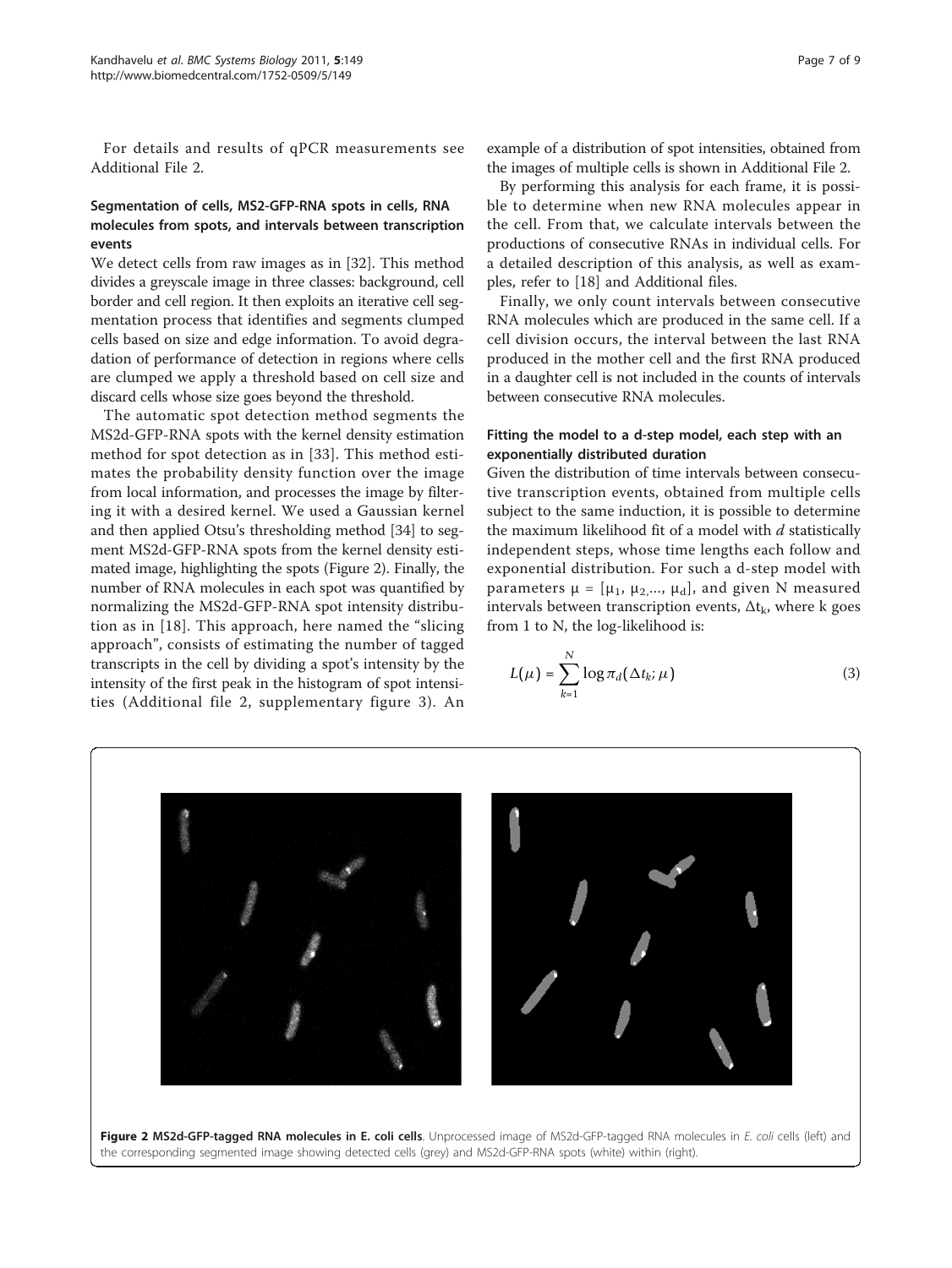For details and results of qPCR measurements see Additional File 2.

### Segmentation of cells, MS2-GFP-RNA spots in cells, RNA molecules from spots, and intervals between transcription events

We detect cells from raw images as in [32]. This method divides a greyscale image in three classes: background, cell border and cell region. It then exploits an iterative cell segmentation process that identifies and segments clumped cells based on size and edge information. To avoid degradation of performance of detection in regions where cells are clumped we apply a threshold based on cell size and discard cells whose size goes beyond the threshold.

The automatic spot detection method segments the MS2d-GFP-RNA spots with the kernel density estimation method for spot detection as in [33]. This method estimates the probability density function over the image from local information, and processes the image by filtering it with a desired kernel. We used a Gaussian kernel and then applied Otsu's thresholding method [34] to segment MS2d-GFP-RNA spots from the kernel density estimated image, highlighting the spots (Figure 2). Finally, the number of RNA molecules in each spot was quantified by normalizing the MS2d-GFP-RNA spot intensity distribution as in [18]. This approach, here named the "slicing approach", consists of estimating the number of tagged transcripts in the cell by dividing a spot's intensity by the intensity of the first peak in the histogram of spot intensities (Additional file 2, supplementary figure 3). An example of a distribution of spot intensities, obtained from the images of multiple cells is shown in Additional File 2.

By performing this analysis for each frame, it is possible to determine when new RNA molecules appear in the cell. From that, we calculate intervals between the productions of consecutive RNAs in individual cells. For a detailed description of this analysis, as well as examples, refer to [18] and Additional files.

Finally, we only count intervals between consecutive RNA molecules which are produced in the same cell. If a cell division occurs, the interval between the last RNA produced in the mother cell and the first RNA produced in a daughter cell is not included in the counts of intervals between consecutive RNA molecules.

### Fitting the model to a d-step model, each step with an exponentially distributed duration

Given the distribution of time intervals between consecutive transcription events, obtained from multiple cells subject to the same induction, it is possible to determine the maximum likelihood fit of a model with *d* statistically independent steps, whose time lengths each follow and exponential distribution. For such a d-step model with parameters $\mu = [\mu_1, \mu_2, ..., \mu_d]$, and given N measured intervals between transcription events, $\Delta t_k$, where k goes from 1 to N, the log-likelihood is:

$$L(\mu) = \sum_{k=1}^{N} \log \pi_d(\Delta t_k; \mu) \tag{3}$$

**Figure 2 MS2d-GFP-tagged RNA molecules in E. coli cells**. Unprocessed image of MS2d-GFP-tagged RNA molecules in *E. coli* cells (left) and the corresponding segmented image showing detected cells (grey) and MS2d-GFP-RNA spots (white) within (right).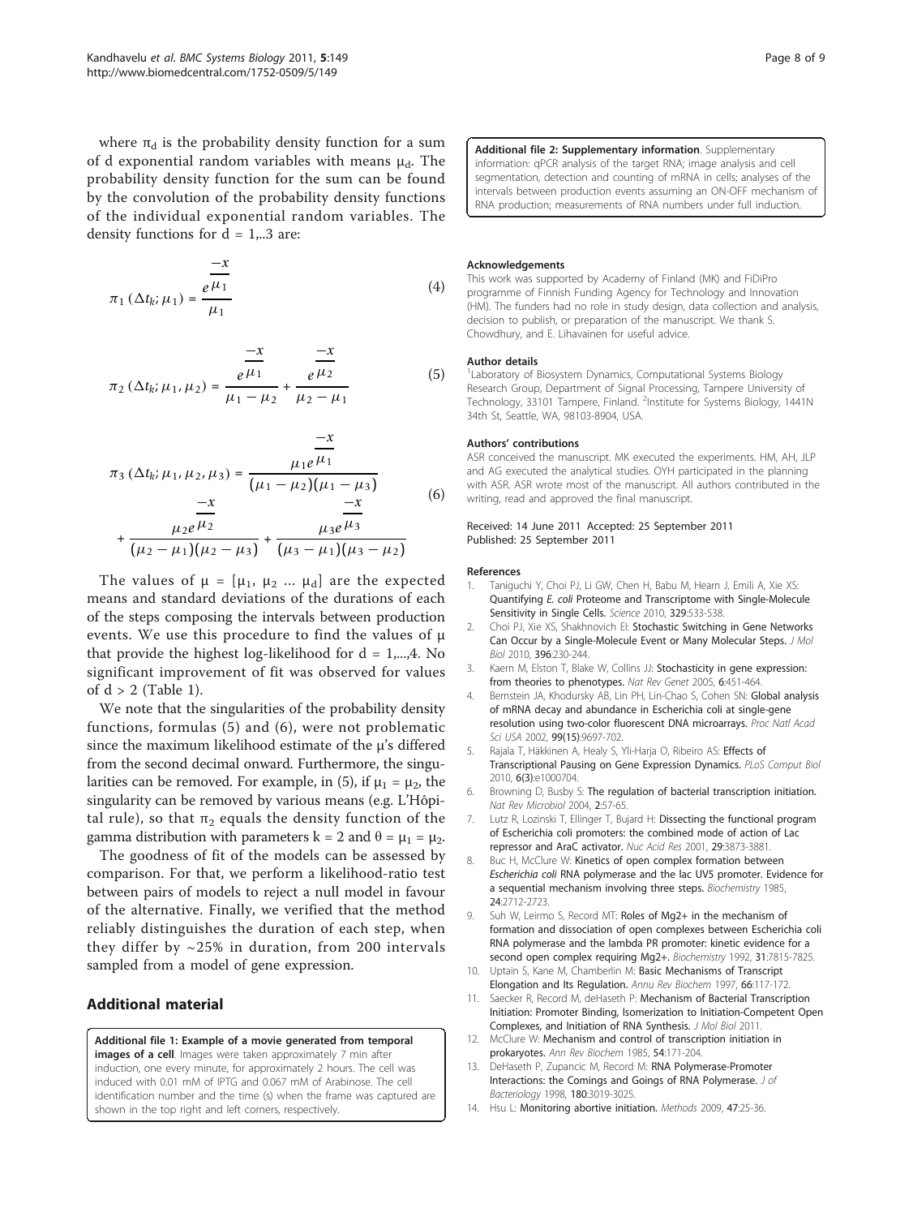where $\pi_d$ is the probability density function for a sum of d exponential random variables with means $\mu_d$. The probability density function for the sum can be found by the convolution of the probability density functions of the individual exponential random variables. The density functions for d = 1,..3 are:

$$\pi_1(\Delta t_k; \mu_1) = \frac{e^{\frac{-x}{\mu_1}}}{\mu_1} \tag{4}$$

$$\pi_2(\Delta t_k; \mu_1, \mu_2) = \frac{e^{\frac{-x}{\mu_1}}}{\mu_1 - \mu_2} + \frac{e^{\frac{-x}{\mu_2}}}{\mu_2 - \mu_1} \tag{5}$$

$$\pi_3(\Delta t_k; \mu_1, \mu_2, \mu_3) = \frac{\mu_1 e^{\frac{-x}{\mu_1}}}{(\mu_1 - \mu_2)(\mu_1 - \mu_3)} + \frac{\mu_2 e^{\frac{-x}{\mu_2}}}{(\mu_2 - \mu_1)(\mu_2 - \mu_3)} + \frac{\mu_3 e^{\frac{-x}{\mu_3}}}{(\mu_3 - \mu_1)(\mu_3 - \mu_2)} \tag{6}$$

The values of $\mu = [\mu_1, \mu_2 \ldots \mu_d]$ are the expected means and standard deviations of the durations of each of the steps composing the intervals between production events. We use this procedure to find the values of μ that provide the highest log-likelihood for d = 1,...,4. No significant improvement of fit was observed for values of d > 2 (Table 1).

We note that the singularities of the probability density functions, formulas (5) and (6), were not problematic since the maximum likelihood estimate of the μ's differed from the second decimal onward. Furthermore, the singularities can be removed. For example, in (5), if $\mu_1 = \mu_2$, the singularity can be removed by various means (e.g. L'Hôpital rule), so that $\pi_2$ equals the density function of the gamma distribution with parameters $k = 2$ and $\theta = \mu_1 = \mu_2$.

The goodness of fit of the models can be assessed by comparison. For that, we perform a likelihood-ratio test between pairs of models to reject a null model in favour of the alternative. Finally, we verified that the method reliably distinguishes the duration of each step, when they differ by ~25% in duration, from 200 intervals sampled from a model of gene expression.

## Additional material

**Additional file 1: Example of a movie generated from temporal images of a cell**. Images were taken approximately 7 min after induction, one every minute, for approximately 2 hours. The cell was induced with 0.01 mM of IPTG and 0.067 mM of Arabinose. The cell identification number and the time (s) when the frame was captured are shown in the top right and left corners, respectively.

**Additional file 2: Supplementary information**. Supplementary information: qPCR analysis of the target RNA; image analysis and cell segmentation, detection and counting of mRNA in cells; analyses of the intervals between production events assuming an ON-OFF mechanism of RNA production; measurements of RNA numbers under full induction.

#### Acknowledgements

This work was supported by Academy of Finland (MK) and FiDiPro programme of Finnish Funding Agency for Technology and Innovation (HM). The funders had no role in study design, data collection and analysis, decision to publish, or preparation of the manuscript. We thank S. Chowdhury, and E. Lihavainen for useful advice.

#### Author details

[1]Laboratory of Biosystem Dynamics, Computational Systems Biology Research Group, Department of Signal Processing, Tampere University of Technology, 33101 Tampere, Finland. [2]Institute for Systems Biology, 1441N 34th St, Seattle, WA, 98103-8904, USA.

#### Authors' contributions

ASR conceived the manuscript. MK executed the experiments. HM, AH, JLP and AG executed the analytical studies. OYH participated in the planning with ASR. ASR wrote most of the manuscript. All authors contributed in the writing, read and approved the final manuscript.

Received: 14 June 2011 Accepted: 25 September 2011
Published: 25 September 2011

#### References

1. Taniguchi Y, Choi PJ, Li GW, Chen H, Babu M, Hearn J, Emili A, Xie XS: **Quantifying *E. coli* Proteome and Transcriptome with Single-Molecule Sensitivity in Single Cells.** *Science* 2010, **329**:533-538.
2. Choi PJ, Xie XS, Shakhnovich EI: **Stochastic Switching in Gene Networks Can Occur by a Single-Molecule Event or Many Molecular Steps.** *J Mol Biol* 2010, **396**:230-244.
3. Kaern M, Elston T, Blake W, Collins JJ: **Stochasticity in gene expression: from theories to phenotypes.** *Nat Rev Genet* 2005, **6**:451-464.
4. Bernstein JA, Khodursky AB, Lin PH, Lin-Chao S, Cohen SN: **Global analysis of mRNA decay and abundance in Escherichia coli at single-gene resolution using two-color fluorescent DNA microarrays.** *Proc Natl Acad Sci USA* 2002, **99(15)**:9697-702.
5. Rajala T, Häkkinen A, Healy S, Yli-Harja O, Ribeiro AS: **Effects of Transcriptional Pausing on Gene Expression Dynamics.** *PLoS Comput Biol* 2010, **6(3)**:e1000704.
6. Browning D, Busby S: **The regulation of bacterial transcription initiation.** *Nat Rev Microbiol* 2004, **2**:57-65.
7. Lutz R, Lozinski T, Ellinger T, Bujard H: **Dissecting the functional program of Escherichia coli promoters: the combined mode of action of Lac repressor and AraC activator.** *Nuc Acid Res* 2001, **29**:3873-3881.
8. Buc H, McClure W: **Kinetics of open complex formation between *Escherichia coli* RNA polymerase and the lac UV5 promoter. Evidence for a sequential mechanism involving three steps.** *Biochemistry* 1985, **24**:2712-2723.
9. Suh W, Leirmo S, Record MT: **Roles of Mg2+ in the mechanism of formation and dissociation of open complexes between Escherichia coli RNA polymerase and the lambda PR promoter: kinetic evidence for a second open complex requiring Mg2+.** *Biochemistry* 1992, **31**:7815-7825.
10. Uptain S, Kane M, Chamberlin M: **Basic Mechanisms of Transcript Elongation and Its Regulation.** *Annu Rev Biochem* 1997, **66**:117-172.
11. Saecker R, Record M, deHaseth P: **Mechanism of Bacterial Transcription Initiation: Promoter Binding, Isomerization to Initiation-Competent Open Complexes, and Initiation of RNA Synthesis.** *J Mol Biol* 2011.
12. McClure W: **Mechanism and control of transcription initiation in prokaryotes.** *Ann Rev Biochem* 1985, **54**:171-204.
13. DeHaseth P, Zupancic M, Record M: **RNA Polymerase-Promoter Interactions: the Comings and Goings of RNA Polymerase.** *J of Bacteriology* 1998, **180**:3019-3025.
14. Hsu L: **Monitoring abortive initiation.** *Methods* 2009, **47**:25-36.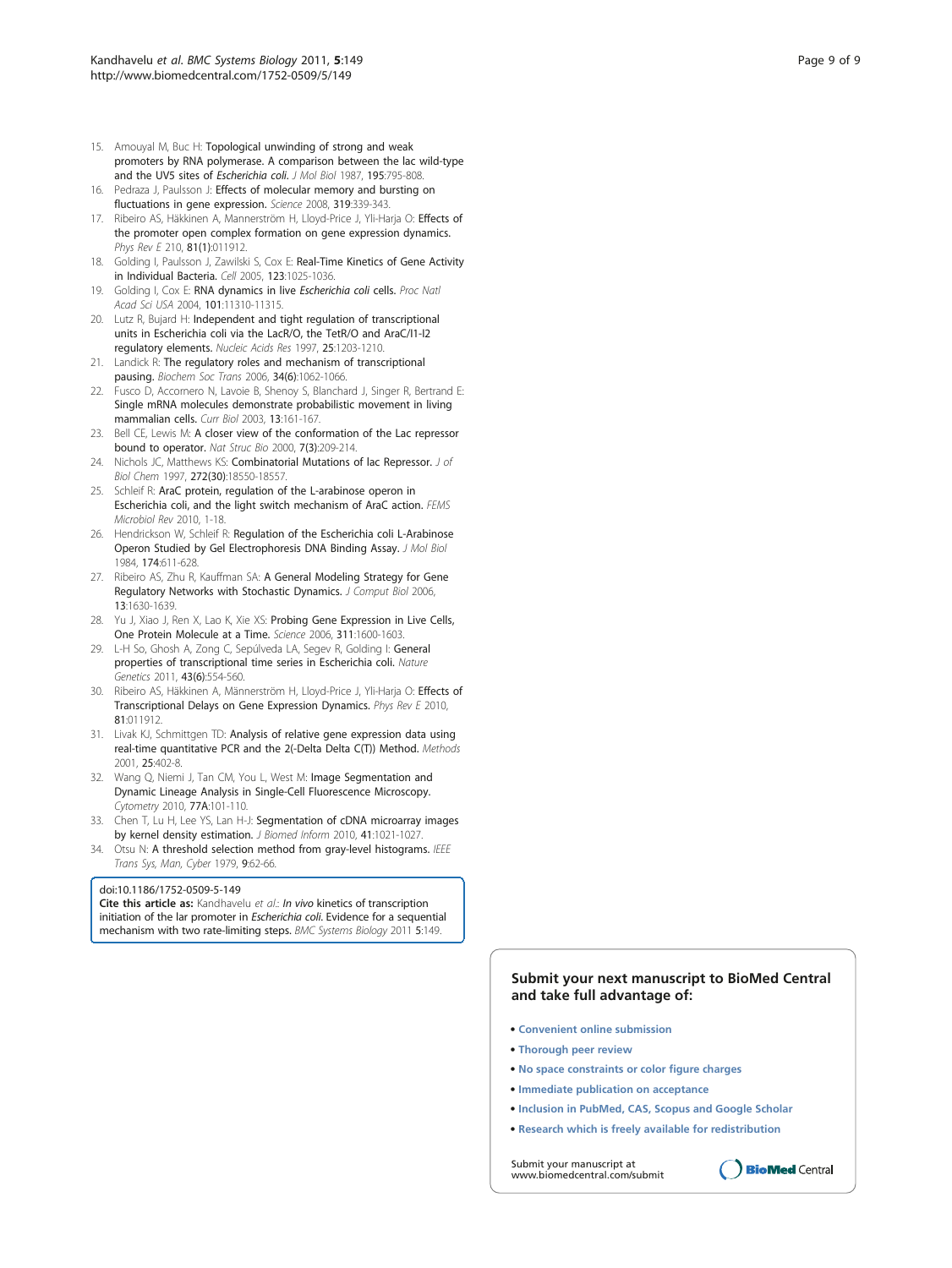15. Amouyal M, Buc H: **Topological unwinding of strong and weak promoters by RNA polymerase. A comparison between the lac wild-type and the UV5 sites of *Escherichia coli*.** *J Mol Biol* 1987, **195**:795-808.
16. Pedraza J, Paulsson J: **Effects of molecular memory and bursting on fluctuations in gene expression.** *Science* 2008, **319**:339-343.
17. Ribeiro AS, Häkkinen A, Mannerström H, Lloyd-Price J, Yli-Harja O: **Effects of the promoter open complex formation on gene expression dynamics.** *Phys Rev E* 210, **81(1)**:011912.
18. Golding I, Paulsson J, Zawilski S, Cox E: **Real-Time Kinetics of Gene Activity in Individual Bacteria.** *Cell* 2005, **123**:1025-1036.
19. Golding I, Cox E: **RNA dynamics in live *Escherichia coli* cells.** *Proc Natl Acad Sci USA* 2004, **101**:11310-11315.
20. Lutz R, Bujard H: **Independent and tight regulation of transcriptional units in Escherichia coli via the LacR/O, the TetR/O and AraC/I1-I2 regulatory elements.** *Nucleic Acids Res* 1997, **25**:1203-1210.
21. Landick R: **The regulatory roles and mechanism of transcriptional pausing.** *Biochem Soc Trans* 2006, **34(6)**:1062-1066.
22. Fusco D, Accornero N, Lavoie B, Shenoy S, Blanchard J, Singer R, Bertrand E: **Single mRNA molecules demonstrate probabilistic movement in living mammalian cells.** *Curr Biol* 2003, **13**:161-167.
23. Bell CE, Lewis M: **A closer view of the conformation of the Lac repressor bound to operator.** *Nat Struc Bio* 2000, **7(3)**:209-214.
24. Nichols JC, Matthews KS: **Combinatorial Mutations of lac Repressor.** *J of Biol Chem* 1997, **272(30)**:18550-18557.
25. Schleif R: **AraC protein, regulation of the L-arabinose operon in Escherichia coli, and the light switch mechanism of AraC action.** *FEMS Microbiol Rev* 2010, 1-18.
26. Hendrickson W, Schleif R: **Regulation of the Escherichia coli L-Arabinose Operon Studied by Gel Electrophoresis DNA Binding Assay.** *J Mol Biol* 1984, **174**:611-628.
27. Ribeiro AS, Zhu R, Kauffman SA: **A General Modeling Strategy for Gene Regulatory Networks with Stochastic Dynamics.** *J Comput Biol* 2006, **13**:1630-1639.
28. Yu J, Xiao J, Ren X, Lao K, Xie XS: **Probing Gene Expression in Live Cells, One Protein Molecule at a Time.** *Science* 2006, **311**:1600-1603.
29. L-H So, Ghosh A, Zong C, Sepúlveda LA, Segev R, Golding I: **General properties of transcriptional time series in Escherichia coli.** *Nature Genetics* 2011, **43(6)**:554-560.
30. Ribeiro AS, Häkkinen A, Männerström H, Lloyd-Price J, Yli-Harja O: **Effects of Transcriptional Delays on Gene Expression Dynamics.** *Phys Rev E* 2010, **81**:011912.
31. Livak KJ, Schmittgen TD: **Analysis of relative gene expression data using real-time quantitative PCR and the 2(-Delta Delta C(T)) Method.** *Methods* 2001, **25**:402-8.
32. Wang Q, Niemi J, Tan CM, You L, West M: **Image Segmentation and Dynamic Lineage Analysis in Single-Cell Fluorescence Microscopy.** *Cytometry* 2010, **77A**:101-110.
33. Chen T, Lu H, Lee YS, Lan H-J: **Segmentation of cDNA microarray images by kernel density estimation.** *J Biomed Inform* 2010, **41**:1021-1027.
34. Otsu N: **A threshold selection method from gray-level histograms.** *IEEE Trans Sys, Man, Cyber* 1979, **9**:62-66.

doi:10.1186/1752-0509-5-149

**Cite this article as:** Kandhavelu *et al.*: *In vivo* kinetics of transcription initiation of the lar promoter in *Escherichia coli*. Evidence for a sequential mechanism with two rate-limiting steps. *BMC Systems Biology* 2011 **5**:149.

**Submit your next manuscript to BioMed Central and take full advantage of:**

- **Convenient online submission**
- **Thorough peer review**
- **No space constraints or color figure charges**
- **Immediate publication on acceptance**
- **Inclusion in PubMed, CAS, Scopus and Google Scholar**
- **Research which is freely available for redistribution**

Submit your manuscript at
www.biomedcentral.com/submit

BioMed Central